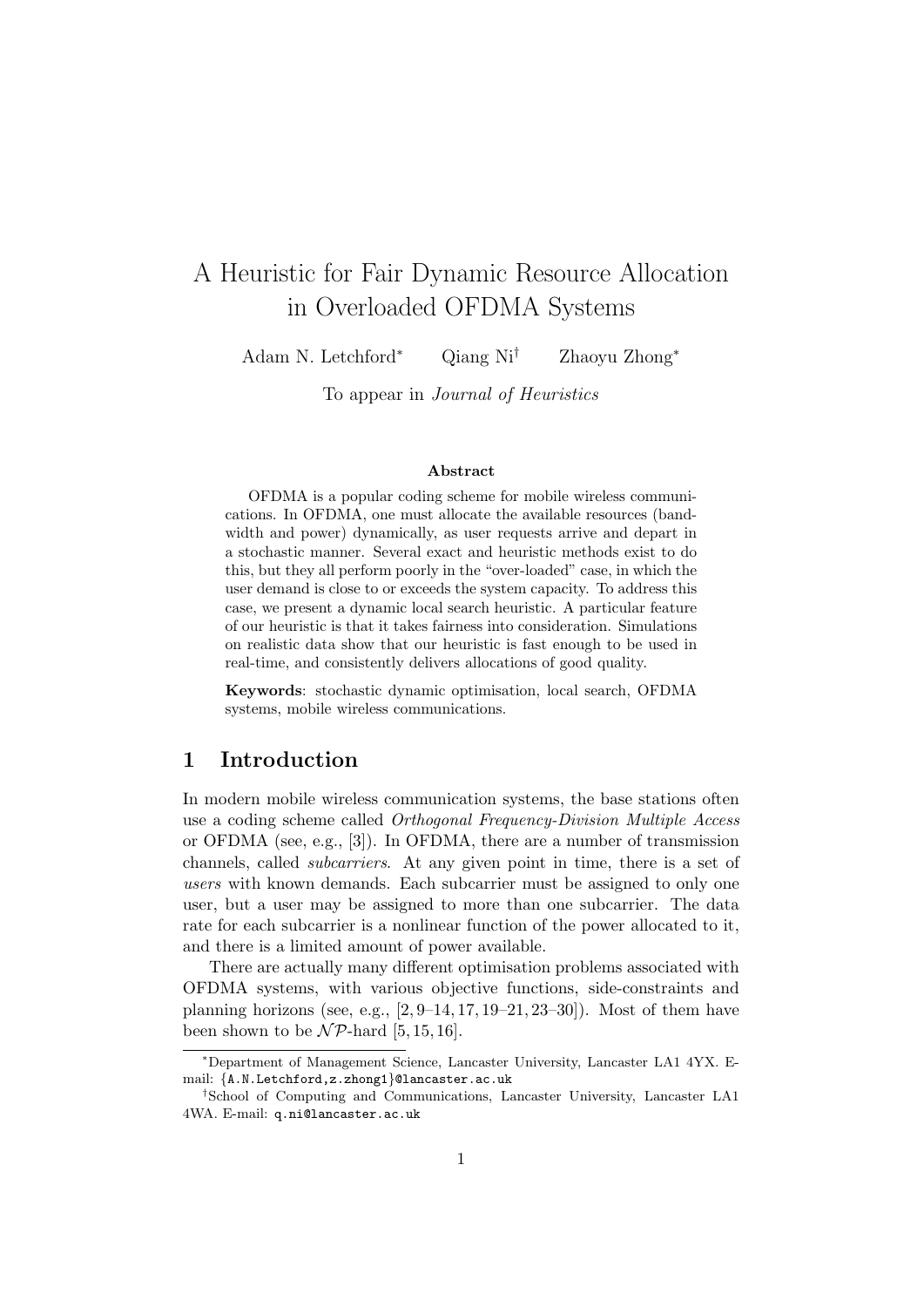# A Heuristic for Fair Dynamic Resource Allocation in Overloaded OFDMA Systems

Adam N. Letchford[\*] Qiang Ni[†] Zhaoyu Zhong[\*]

To appear in *Journal of Heuristics*

### Abstract

OFDMA is a popular coding scheme for mobile wireless communications. In OFDMA, one must allocate the available resources (bandwidth and power) dynamically, as user requests arrive and depart in a stochastic manner. Several exact and heuristic methods exist to do this, but they all perform poorly in the "over-loaded" case, in which the user demand is close to or exceeds the system capacity. To address this case, we present a dynamic local search heuristic. A particular feature of our heuristic is that it takes fairness into consideration. Simulations on realistic data show that our heuristic is fast enough to be used in real-time, and consistently delivers allocations of good quality.

**Keywords**: stochastic dynamic optimisation, local search, OFDMA systems, mobile wireless communications.

## 1 Introduction

In modern mobile wireless communication systems, the base stations often use a coding scheme called *Orthogonal Frequency-Division Multiple Access* or OFDMA (see, e.g., [3]). In OFDMA, there are a number of transmission channels, called *subcarriers*. At any given point in time, there is a set of *users* with known demands. Each subcarrier must be assigned to only one user, but a user may be assigned to more than one subcarrier. The data rate for each subcarrier is a nonlinear function of the power allocated to it, and there is a limited amount of power available.

There are actually many different optimisation problems associated with OFDMA systems, with various objective functions, side-constraints and planning horizons (see, e.g., [2, 9–14, 17, 19–21, 23–30]). Most of them have been shown to be $\mathcal{NP}$-hard [5, 15, 16].

[\*]Department of Management Science, Lancaster University, Lancaster LA1 4YX. E-mail: {A.N.Letchford,z.zhong1}@lancaster.ac.uk

[†]School of Computing and Communications, Lancaster University, Lancaster LA1 4WA. E-mail: q.ni@lancaster.ac.uk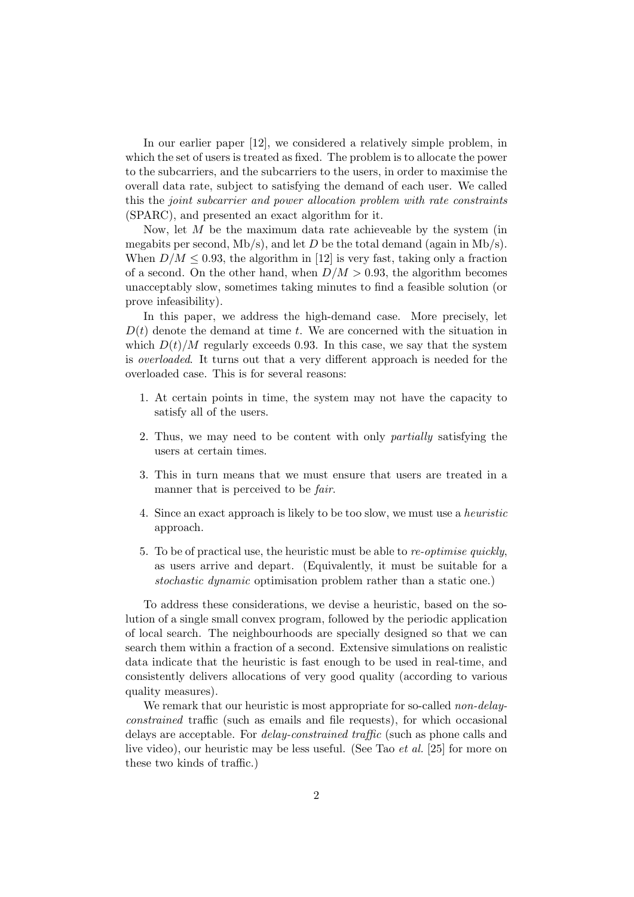In our earlier paper [12], we considered a relatively simple problem, in which the set of users is treated as fixed. The problem is to allocate the power to the subcarriers, and the subcarriers to the users, in order to maximise the overall data rate, subject to satisfying the demand of each user. We called this the *joint subcarrier and power allocation problem with rate constraints* (SPARC), and presented an exact algorithm for it.

Now, let $M$ be the maximum data rate achieveable by the system (in megabits per second, Mb/s), and let $D$ be the total demand (again in Mb/s). When $D/M \leq 0.93$, the algorithm in [12] is very fast, taking only a fraction of a second. On the other hand, when $D/M > 0.93$, the algorithm becomes unacceptably slow, sometimes taking minutes to find a feasible solution (or prove infeasibility).

In this paper, we address the high-demand case. More precisely, let $D(t)$ denote the demand at time $t$. We are concerned with the situation in which $D(t)/M$ regularly exceeds 0.93. In this case, we say that the system is *overloaded*. It turns out that a very different approach is needed for the overloaded case. This is for several reasons:

1. At certain points in time, the system may not have the capacity to satisfy all of the users.
2. Thus, we may need to be content with only *partially* satisfying the users at certain times.
3. This in turn means that we must ensure that users are treated in a manner that is perceived to be *fair*.
4. Since an exact approach is likely to be too slow, we must use a *heuristic* approach.
5. To be of practical use, the heuristic must be able to *re-optimise quickly*, as users arrive and depart. (Equivalently, it must be suitable for a *stochastic dynamic* optimisation problem rather than a static one.)

To address these considerations, we devise a heuristic, based on the solution of a single small convex program, followed by the periodic application of local search. The neighbourhoods are specially designed so that we can search them within a fraction of a second. Extensive simulations on realistic data indicate that the heuristic is fast enough to be used in real-time, and consistently delivers allocations of very good quality (according to various quality measures).

We remark that our heuristic is most appropriate for so-called *non-delay-constrained* traffic (such as emails and file requests), for which occasional delays are acceptable. For *delay-constrained traffic* (such as phone calls and live video), our heuristic may be less useful. (See Tao *et al.* [25] for more on these two kinds of traffic.)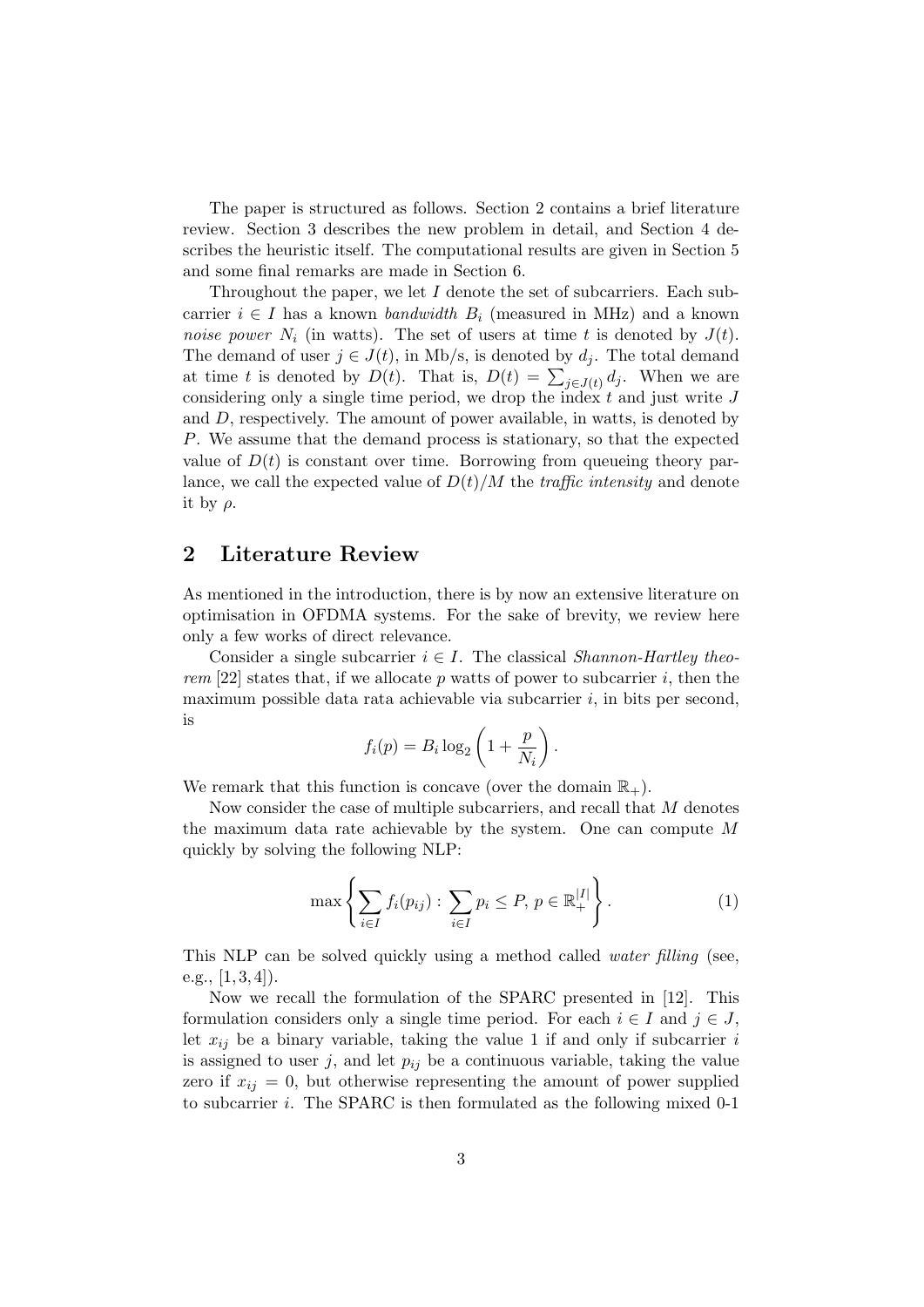The paper is structured as follows. Section 2 contains a brief literature review. Section 3 describes the new problem in detail, and Section 4 describes the heuristic itself. The computational results are given in Section 5 and some final remarks are made in Section 6.

Throughout the paper, we let $I$ denote the set of subcarriers. Each subcarrier $i \in I$ has a known *bandwidth* $B_i$ (measured in MHz) and a known *noise power* $N_i$ (in watts). The set of users at time $t$ is denoted by $J(t)$. The demand of user $j \in J(t)$, in Mb/s, is denoted by $d_j$. The total demand at time $t$ is denoted by $D(t)$. That is, $D(t) = \sum_{j \in J(t)} d_j$. When we are considering only a single time period, we drop the index $t$ and just write $J$ and $D$, respectively. The amount of power available, in watts, is denoted by $P$. We assume that the demand process is stationary, so that the expected value of $D(t)$ is constant over time. Borrowing from queueing theory parlance, we call the expected value of $D(t)/M$ the *traffic intensity* and denote it by $\rho$.

## 2 Literature Review

As mentioned in the introduction, there is by now an extensive literature on optimisation in OFDMA systems. For the sake of brevity, we review here only a few works of direct relevance.

Consider a single subcarrier $i \in I$. The classical *Shannon-Hartley theorem* [22] states that, if we allocate $p$ watts of power to subcarrier $i$, then the maximum possible data rata achievable via subcarrier $i$, in bits per second, is

$$f_i(p) = B_i \log_2 \left( 1 + \frac{p}{N_i} \right).$$

We remark that this function is concave (over the domain $\mathbb{R}_+$).

Now consider the case of multiple subcarriers, and recall that $M$ denotes the maximum data rate achievable by the system. One can compute $M$ quickly by solving the following NLP:

$$\max \left\{ \sum_{i \in I} f_i(p_{ij}) : \sum_{i \in I} p_i \leq P, \, p \in \mathbb{R}_+^{|I|} \right\}. \tag{1}$$

This NLP can be solved quickly using a method called *water filling* (see, e.g., [1, 3, 4]).

Now we recall the formulation of the SPARC presented in [12]. This formulation considers only a single time period. For each $i \in I$ and $j \in J$, let $x_{ij}$ be a binary variable, taking the value 1 if and only if subcarrier $i$ is assigned to user $j$, and let $p_{ij}$ be a continuous variable, taking the value zero if $x_{ij} = 0$, but otherwise representing the amount of power supplied to subcarrier $i$. The SPARC is then formulated as the following mixed 0-1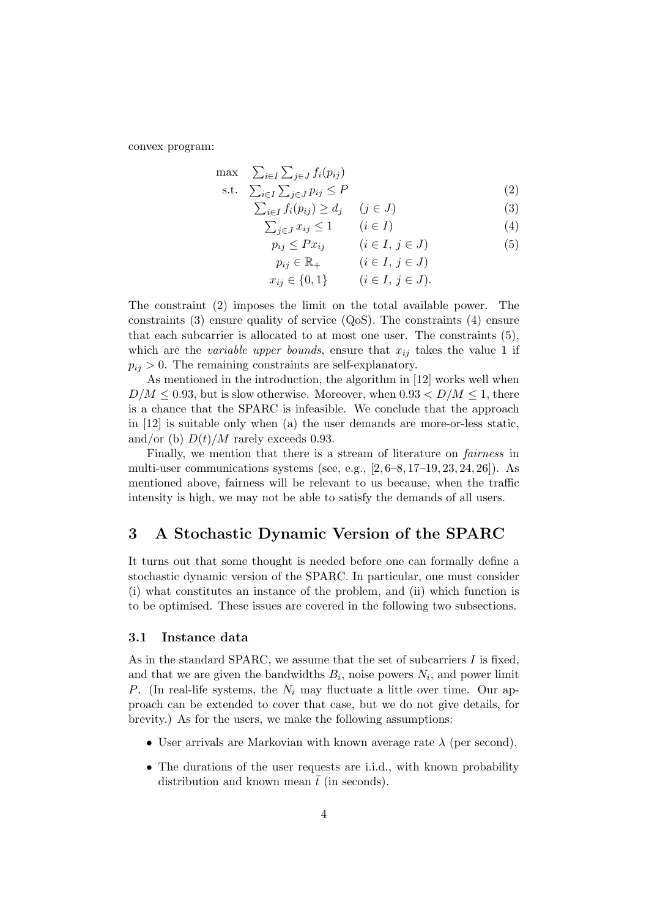convex program:

$$
\begin{array}{llll}
\max & \sum_{i \in I} \sum_{j \in J} f_i(p_{ij}) & & \\
\text{s.t.} & \sum_{i \in I} \sum_{j \in J} p_{ij} \leq P & & (2) \\
& \sum_{i \in I} f_i(p_{ij}) \geq d_j & (j \in J) & (3) \\
& \sum_{j \in J} x_{ij} \leq 1 & (i \in I) & (4) \\
& p_{ij} \leq P x_{ij} & (i \in I,\, j \in J) & (5) \\
& p_{ij} \in \mathbb{R}_+ & (i \in I,\, j \in J) & \\
& x_{ij} \in \{0, 1\} & (i \in I,\, j \in J). &
\end{array}
$$

The constraint (2) imposes the limit on the total available power. The constraints (3) ensure quality of service (QoS). The constraints (4) ensure that each subcarrier is allocated to at most one user. The constraints (5), which are the *variable upper bounds*, ensure that $x_{ij}$ takes the value 1 if $p_{ij} > 0$. The remaining constraints are self-explanatory.

As mentioned in the introduction, the algorithm in [12] works well when $D/M \leq 0.93$, but is slow otherwise. Moreover, when $0.93 < D/M \leq 1$, there is a chance that the SPARC is infeasible. We conclude that the approach in [12] is suitable only when (a) the user demands are more-or-less static, and/or (b) $D(t)/M$ rarely exceeds 0.93.

Finally, we mention that there is a stream of literature on *fairness* in multi-user communications systems (see, e.g., [2, 6–8, 17–19, 23, 24, 26]). As mentioned above, fairness will be relevant to us because, when the traffic intensity is high, we may not be able to satisfy the demands of all users.

## 3 A Stochastic Dynamic Version of the SPARC

It turns out that some thought is needed before one can formally define a stochastic dynamic version of the SPARC. In particular, one must consider (i) what constitutes an instance of the problem, and (ii) which function is to be optimised. These issues are covered in the following two subsections.

### 3.1 Instance data

As in the standard SPARC, we assume that the set of subcarriers $I$ is fixed, and that we are given the bandwidths $B_i$, noise powers $N_i$, and power limit $P$. (In real-life systems, the $N_i$ may fluctuate a little over time. Our approach can be extended to cover that case, but we do not give details, for brevity.) As for the users, we make the following assumptions:

- User arrivals are Markovian with known average rate $\lambda$ (per second).
- The durations of the user requests are i.i.d., with known probability distribution and known mean $\bar{t}$ (in seconds).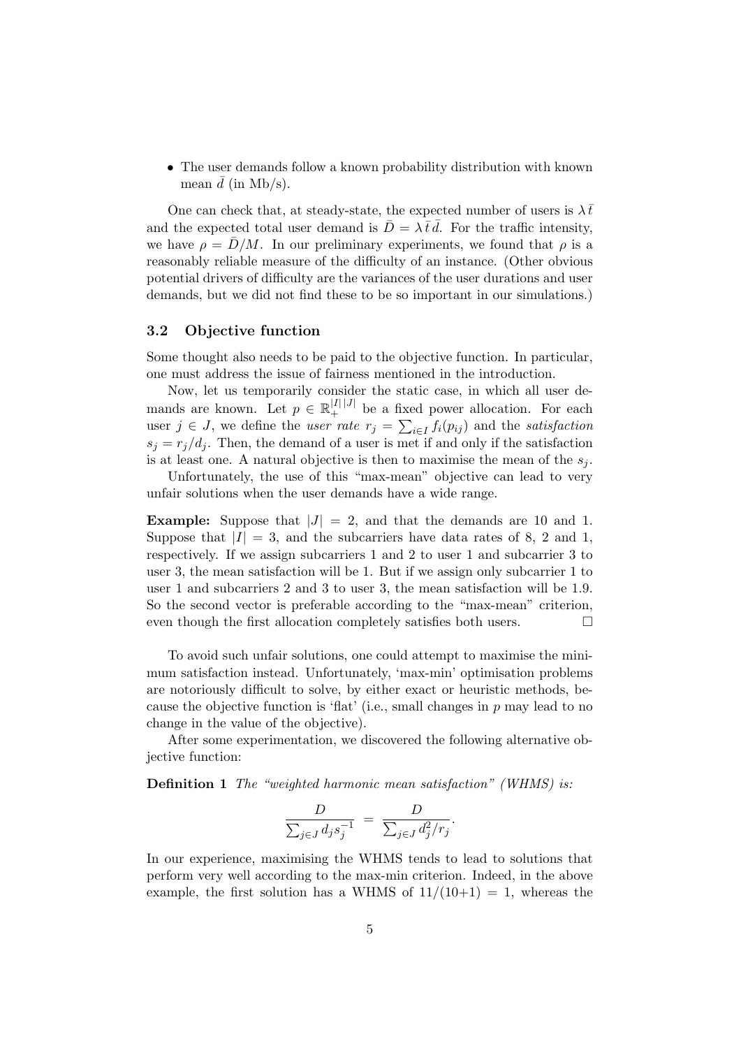- The user demands follow a known probability distribution with known mean $\bar{d}$ (in Mb/s).

One can check that, at steady-state, the expected number of users is $\lambda \bar{t}$ and the expected total user demand is $\bar{D} = \lambda \bar{t} \bar{d}$. For the traffic intensity, we have $\rho = \bar{D}/M$. In our preliminary experiments, we found that $\rho$ is a reasonably reliable measure of the difficulty of an instance. (Other obvious potential drivers of difficulty are the variances of the user durations and user demands, but we did not find these to be so important in our simulations.)

### 3.2 Objective function

Some thought also needs to be paid to the objective function. In particular, one must address the issue of fairness mentioned in the introduction.

Now, let us temporarily consider the static case, in which all user demands are known. Let $p \in \mathbb{R}_+^{|I|\,|J|}$ be a fixed power allocation. For each user $j \in J$, we define the *user rate* $r_j = \sum_{i \in I} f_i(p_{ij})$ and the *satisfaction* $s_j = r_j/d_j$. Then, the demand of a user is met if and only if the satisfaction is at least one. A natural objective is then to maximise the mean of the $s_j$.

Unfortunately, the use of this "max-mean" objective can lead to very unfair solutions when the user demands have a wide range.

**Example:** Suppose that $|J| = 2$, and that the demands are 10 and 1. Suppose that $|I| = 3$, and the subcarriers have data rates of 8, 2 and 1, respectively. If we assign subcarriers 1 and 2 to user 1 and subcarrier 3 to user 3, the mean satisfaction will be 1. But if we assign only subcarrier 1 to user 1 and subcarriers 2 and 3 to user 3, the mean satisfaction will be 1.9. So the second vector is preferable according to the "max-mean" criterion, even though the first allocation completely satisfies both users. □

To avoid such unfair solutions, one could attempt to maximise the minimum satisfaction instead. Unfortunately, 'max-min' optimisation problems are notoriously difficult to solve, by either exact or heuristic methods, because the objective function is 'flat' (i.e., small changes in $p$ may lead to no change in the value of the objective).

After some experimentation, we discovered the following alternative objective function:

**Definition 1** *The "weighted harmonic mean satisfaction" (WHMS) is:*

$$\frac{D}{\sum_{j \in J} d_j s_j^{-1}} = \frac{D}{\sum_{j \in J} d_j^2 / r_j}.$$

In our experience, maximising the WHMS tends to lead to solutions that perform very well according to the max-min criterion. Indeed, in the above example, the first solution has a WHMS of $11/(10{+}1) = 1$, whereas the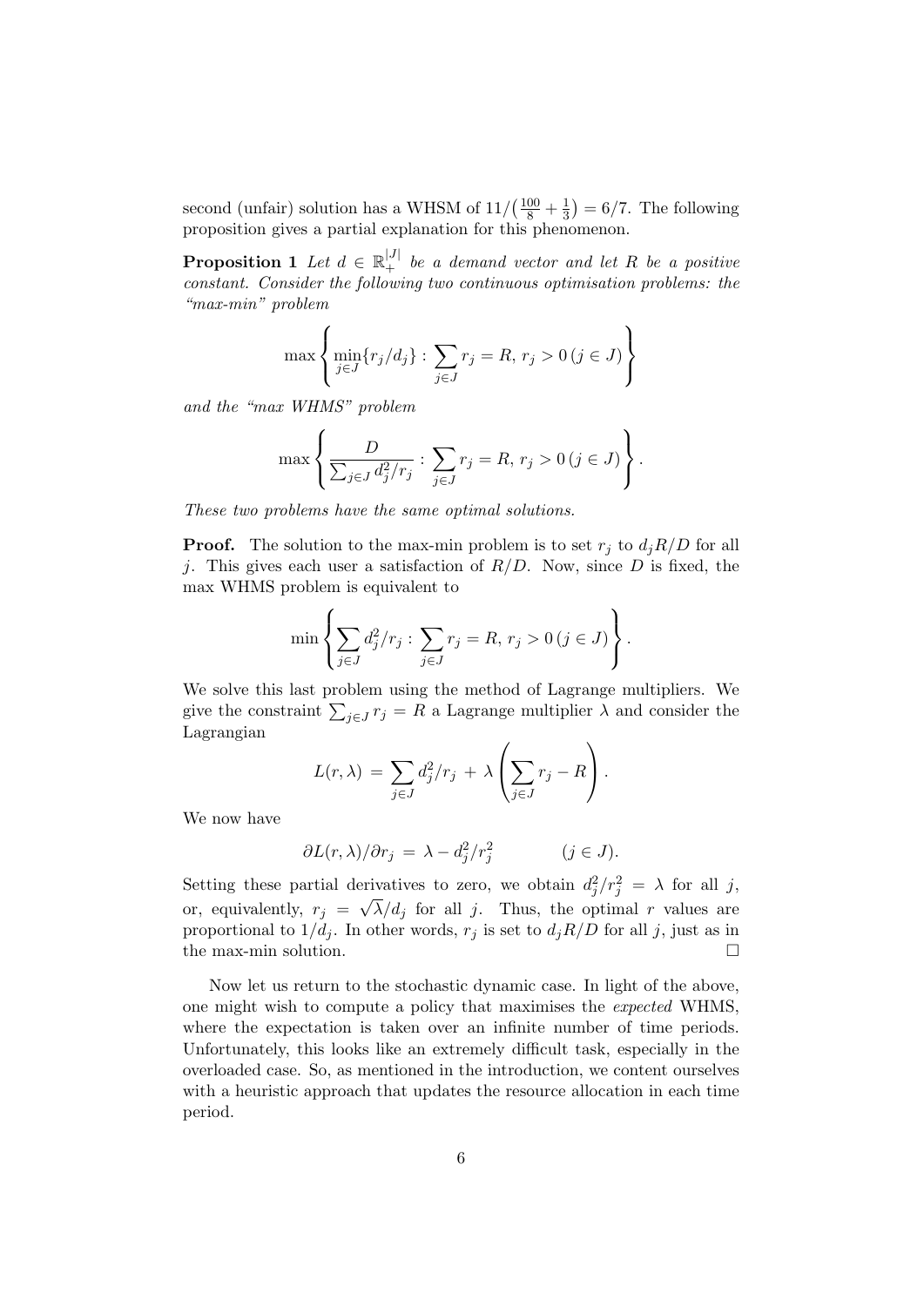second (unfair) solution has a WHSM of $11/\left(\frac{100}{8} + \frac{1}{3}\right) = 6/7$. The following proposition gives a partial explanation for this phenomenon.

**Proposition 1** *Let $d \in \mathbb{R}_+^{|J|}$ be a demand vector and let $R$ be a positive constant. Consider the following two continuous optimisation problems: the "max-min" problem*

$$\max \left\{ \min_{j \in J} \{r_j / d_j\} : \sum_{j \in J} r_j = R, \, r_j > 0 \, (j \in J) \right\}$$

*and the "max WHMS" problem*

$$\max \left\{ \frac{D}{\sum_{j \in J} d_j^2 / r_j} : \sum_{j \in J} r_j = R, \, r_j > 0 \, (j \in J) \right\}.$$

*These two problems have the same optimal solutions.*

**Proof.** The solution to the max-min problem is to set $r_j$ to $d_j R/D$ for all $j$. This gives each user a satisfaction of $R/D$. Now, since $D$ is fixed, the max WHMS problem is equivalent to

$$\min \left\{ \sum_{j \in J} d_j^2 / r_j : \sum_{j \in J} r_j = R, \, r_j > 0 \, (j \in J) \right\}.$$

We solve this last problem using the method of Lagrange multipliers. We give the constraint $\sum_{j \in J} r_j = R$ a Lagrange multiplier $\lambda$ and consider the Lagrangian

$$L(r, \lambda) \, = \, \sum_{j \in J} d_j^2 / r_j \, + \, \lambda \left( \sum_{j \in J} r_j - R \right).$$

We now have

$$\partial L(r, \lambda) / \partial r_j \, = \, \lambda - d_j^2 / r_j^2 \qquad\qquad (j \in J).$$

Setting these partial derivatives to zero, we obtain $d_j^2 / r_j^2 = \lambda$ for all $j$, or, equivalently, $r_j = \sqrt{\lambda}/d_j$ for all $j$. Thus, the optimal $r$ values are proportional to $1/d_j$. In other words, $r_j$ is set to $d_j R/D$ for all $j$, just as in the max-min solution. □

Now let us return to the stochastic dynamic case. In light of the above, one might wish to compute a policy that maximises the *expected* WHMS, where the expectation is taken over an infinite number of time periods. Unfortunately, this looks like an extremely difficult task, especially in the overloaded case. So, as mentioned in the introduction, we content ourselves with a heuristic approach that updates the resource allocation in each time period.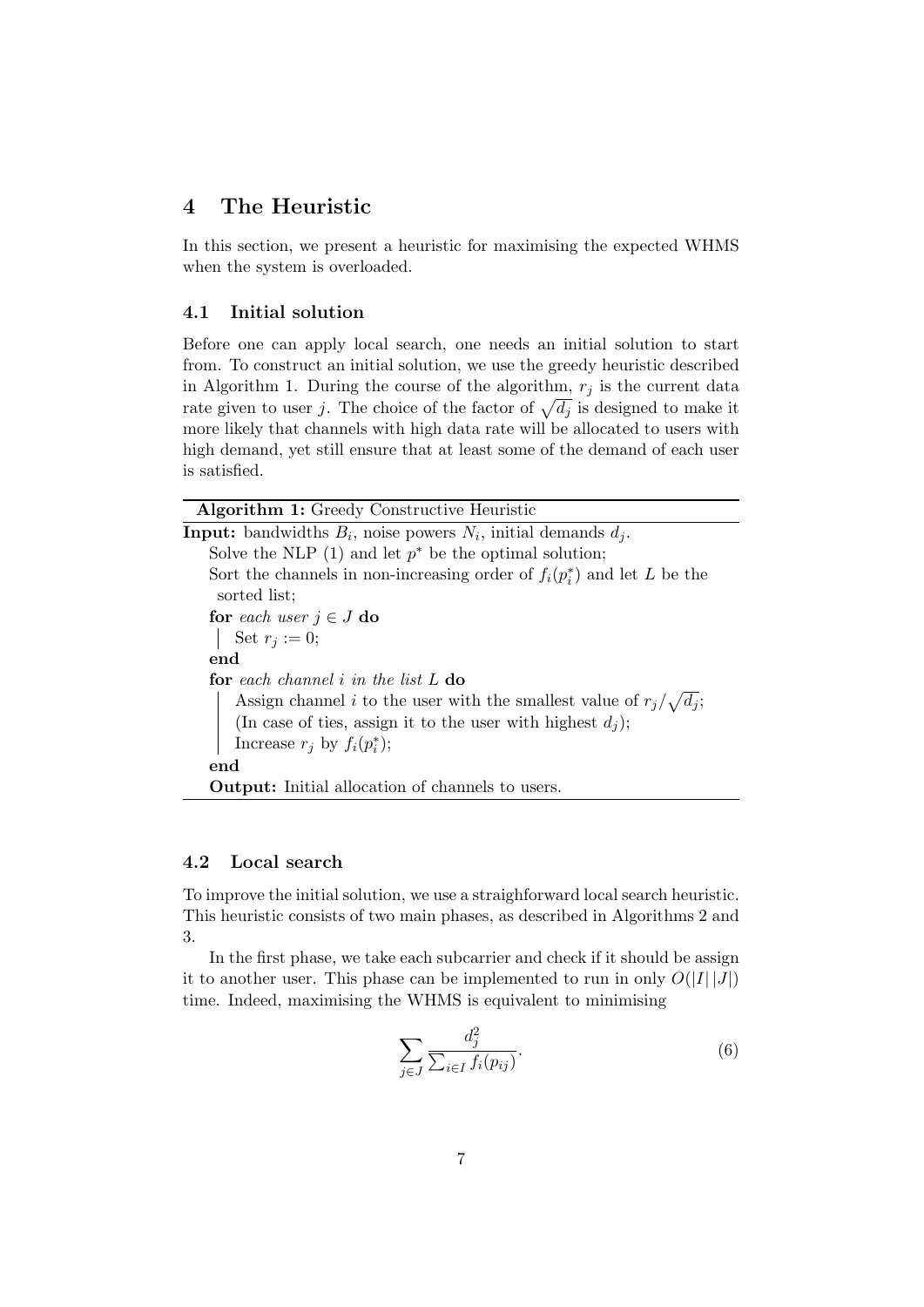## 4 The Heuristic

In this section, we present a heuristic for maximising the expected WHMS when the system is overloaded.

### 4.1 Initial solution

Before one can apply local search, one needs an initial solution to start from. To construct an initial solution, we use the greedy heuristic described in Algorithm 1. During the course of the algorithm, $r_j$ is the current data rate given to user $j$. The choice of the factor of $\sqrt{d_j}$ is designed to make it more likely that channels with high data rate will be allocated to users with high demand, yet still ensure that at least some of the demand of each user is satisfied.

**Algorithm 1:** Greedy Constructive Heuristic

```
Input: bandwidths B_i, noise powers N_i, initial demands d_j.
  Solve the NLP (1) and let p* be the optimal solution;
  Sort the channels in non-increasing order of f_i(p*_i) and let L be the
    sorted list;
  for each user j ∈ J do
  |  Set r_j := 0;
  end
  for each channel i in the list L do
  |  Assign channel i to the user with the smallest value of r_j/√d_j;
  |  (In case of ties, assign it to the user with highest d_j);
  |  Increase r_j by f_i(p*_i);
  end
  Output: Initial allocation of channels to users.
```

### 4.2 Local search

To improve the initial solution, we use a straighforward local search heuristic. This heuristic consists of two main phases, as described in Algorithms 2 and 3.

In the first phase, we take each subcarrier and check if it should be assign it to another user. This phase can be implemented to run in only $O(|I|\,|J|)$ time. Indeed, maximising the WHMS is equivalent to minimising

$$\sum_{j \in J} \frac{d_j^2}{\sum_{i \in I} f_i(p_{ij})}. \tag{6}$$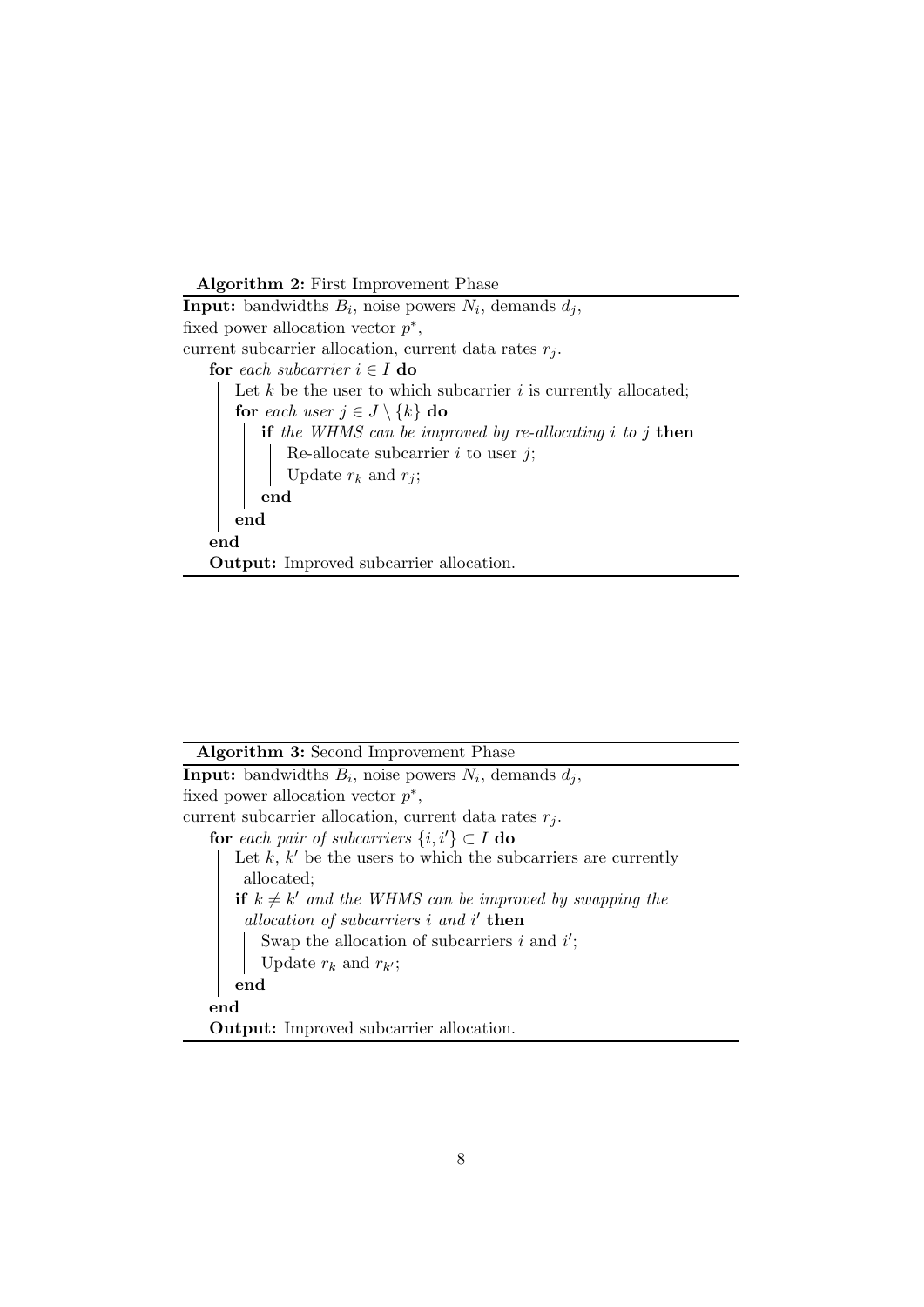**Algorithm 2:** First Improvement Phase

```
Input: bandwidths B_i, noise powers N_i, demands d_j,
fixed power allocation vector p*,
current subcarrier allocation, current data rates r_j.
for each subcarrier i ∈ I do
    Let k be the user to which subcarrier i is currently allocated;
    for each user j ∈ J \ {k} do
        if the WHMS can be improved by re-allocating i to j then
            Re-allocate subcarrier i to user j;
            Update r_k and r_j;
        end
    end
end
Output: Improved subcarrier allocation.
```

**Algorithm 3:** Second Improvement Phase

```
Input: bandwidths B_i, noise powers N_i, demands d_j,
fixed power allocation vector p*,
current subcarrier allocation, current data rates r_j.
for each pair of subcarriers {i, i'} ⊂ I do
    Let k, k' be the users to which the subcarriers are currently
     allocated;
    if k ≠ k' and the WHMS can be improved by swapping the
     allocation of subcarriers i and i' then
        Swap the allocation of subcarriers i and i';
        Update r_k and r_k';
    end
end
Output: Improved subcarrier allocation.
```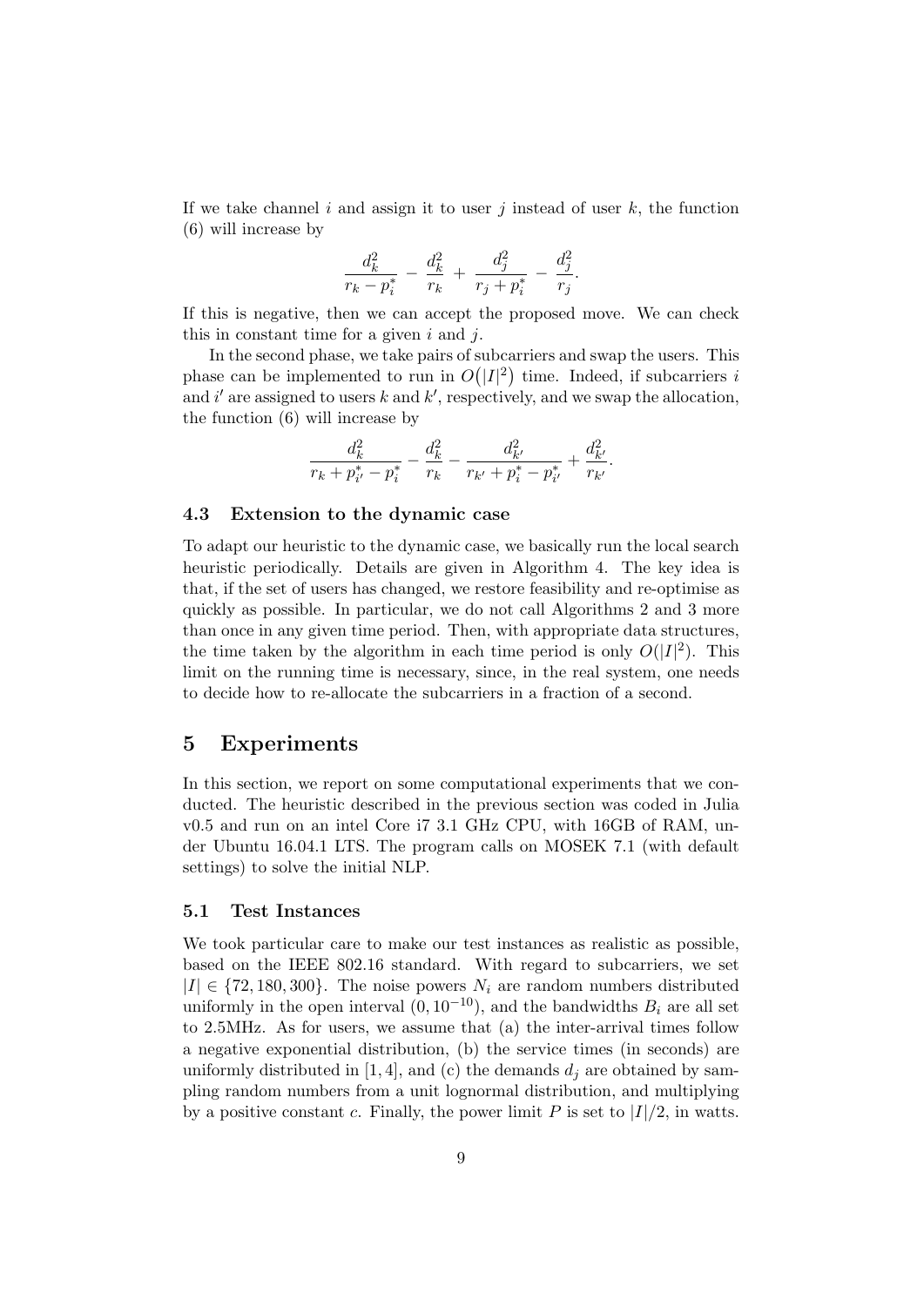If we take channel $i$ and assign it to user $j$ instead of user $k$, the function (6) will increase by

$$\frac{d_k^2}{r_k - p_i^*} - \frac{d_k^2}{r_k} + \frac{d_j^2}{r_j + p_i^*} - \frac{d_j^2}{r_j}.$$

If this is negative, then we can accept the proposed move. We can check this in constant time for a given $i$ and $j$.

In the second phase, we take pairs of subcarriers and swap the users. This phase can be implemented to run in $O(|I|^2)$ time. Indeed, if subcarriers $i$ and $i'$ are assigned to users $k$ and $k'$, respectively, and we swap the allocation, the function (6) will increase by

$$\frac{d_k^2}{r_k + p_{i'}^* - p_i^*} - \frac{d_k^2}{r_k} - \frac{d_{k'}^2}{r_{k'} + p_i^* - p_{i'}^*} + \frac{d_{k'}^2}{r_{k'}}.$$

### 4.3 Extension to the dynamic case

To adapt our heuristic to the dynamic case, we basically run the local search heuristic periodically. Details are given in Algorithm 4. The key idea is that, if the set of users has changed, we restore feasibility and re-optimise as quickly as possible. In particular, we do not call Algorithms 2 and 3 more than once in any given time period. Then, with appropriate data structures, the time taken by the algorithm in each time period is only $O(|I|^2)$. This limit on the running time is necessary, since, in the real system, one needs to decide how to re-allocate the subcarriers in a fraction of a second.

## 5 Experiments

In this section, we report on some computational experiments that we conducted. The heuristic described in the previous section was coded in Julia v0.5 and run on an intel Core i7 3.1 GHz CPU, with 16GB of RAM, under Ubuntu 16.04.1 LTS. The program calls on MOSEK 7.1 (with default settings) to solve the initial NLP.

### 5.1 Test Instances

We took particular care to make our test instances as realistic as possible, based on the IEEE 802.16 standard. With regard to subcarriers, we set $|I| \in \{72, 180, 300\}$. The noise powers $N_i$ are random numbers distributed uniformly in the open interval $(0, 10^{-10})$, and the bandwidths $B_i$ are all set to 2.5MHz. As for users, we assume that (a) the inter-arrival times follow a negative exponential distribution, (b) the service times (in seconds) are uniformly distributed in $[1, 4]$, and (c) the demands $d_j$ are obtained by sampling random numbers from a unit lognormal distribution, and multiplying by a positive constant $c$. Finally, the power limit $P$ is set to $|I|/2$, in watts.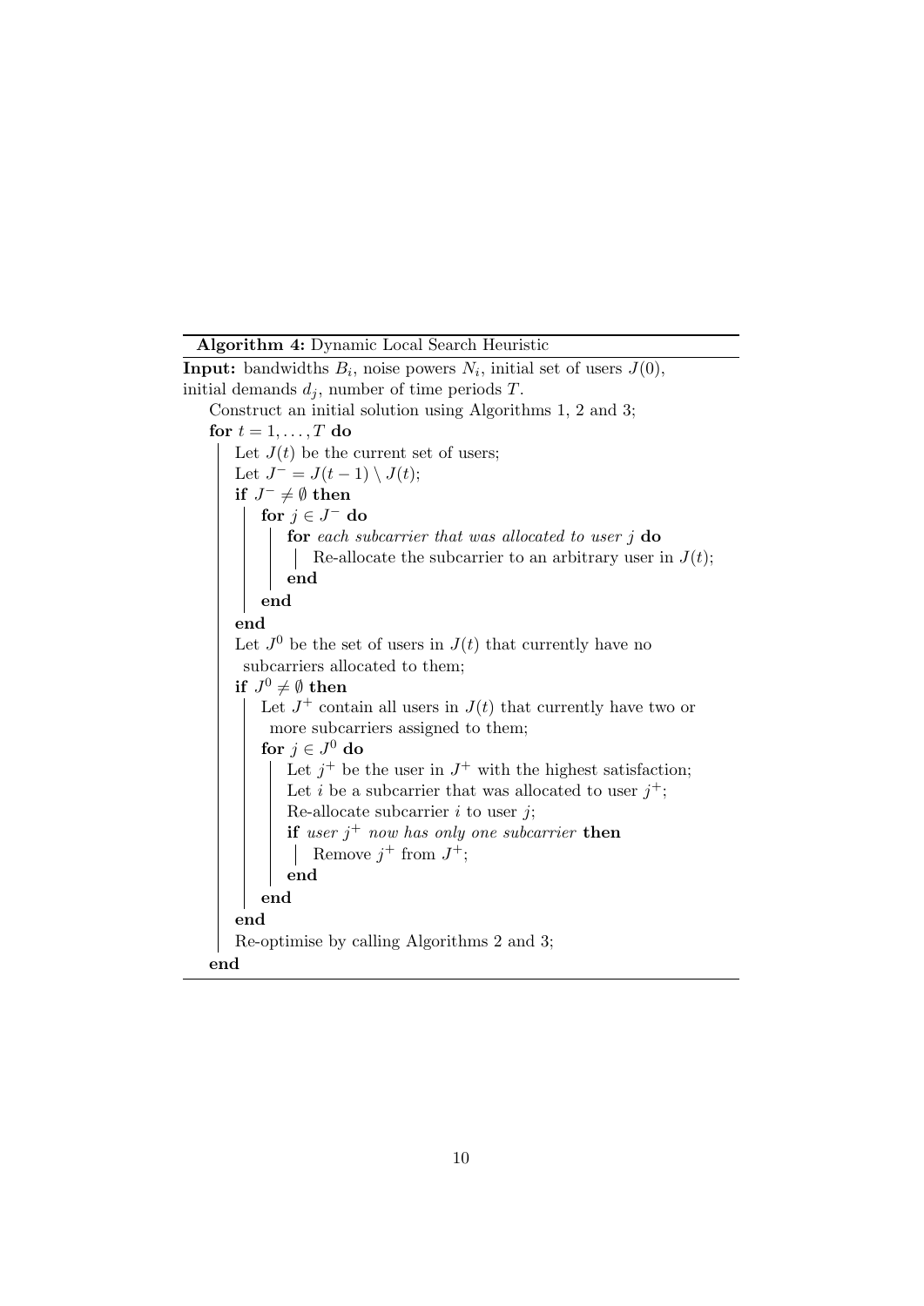**Algorithm 4:** Dynamic Local Search Heuristic

```
Input: bandwidths B_i, noise powers N_i, initial set of users J(0),
initial demands d_j, number of time periods T.
   Construct an initial solution using Algorithms 1, 2 and 3;
   for t = 1, ..., T do
      Let J(t) be the current set of users;
      Let J^- = J(t-1) \ J(t);
      if J^- ≠ ∅ then
         for j ∈ J^- do
            for each subcarrier that was allocated to user j do
               Re-allocate the subcarrier to an arbitrary user in J(t);
            end
         end
      end
      Let J^0 be the set of users in J(t) that currently have no
       subcarriers allocated to them;
      if J^0 ≠ ∅ then
         Let J^+ contain all users in J(t) that currently have two or
          more subcarriers assigned to them;
         for j ∈ J^0 do
            Let j^+ be the user in J^+ with the highest satisfaction;
            Let i be a subcarrier that was allocated to user j^+;
            Re-allocate subcarrier i to user j;
            if user j^+ now has only one subcarrier then
               Remove j^+ from J^+;
            end
         end
      end
      Re-optimise by calling Algorithms 2 and 3;
   end
```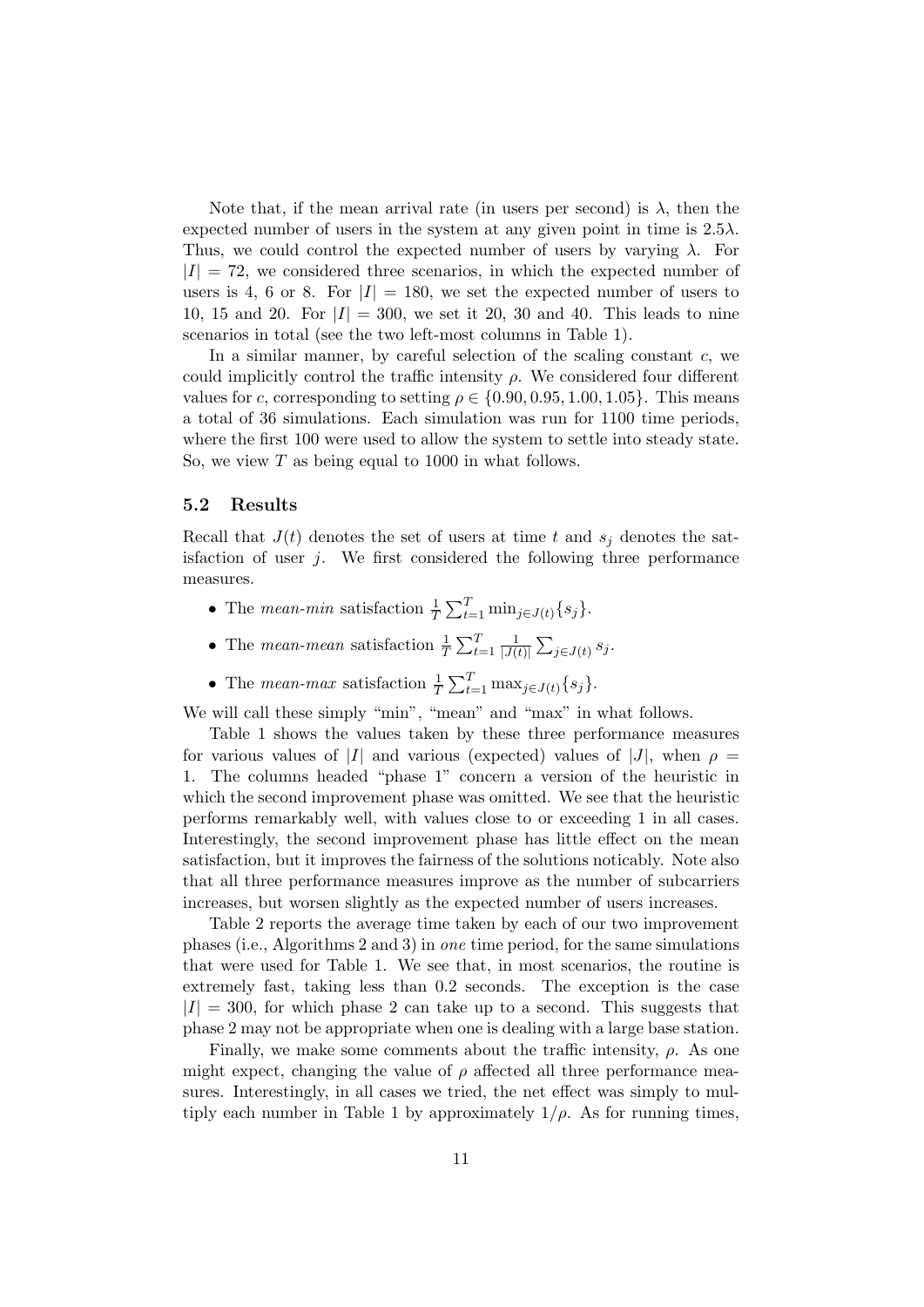Note that, if the mean arrival rate (in users per second) is $\lambda$, then the expected number of users in the system at any given point in time is $2.5\lambda$. Thus, we could control the expected number of users by varying $\lambda$. For $|I| = 72$, we considered three scenarios, in which the expected number of users is 4, 6 or 8. For $|I| = 180$, we set the expected number of users to 10, 15 and 20. For $|I| = 300$, we set it 20, 30 and 40. This leads to nine scenarios in total (see the two left-most columns in Table 1).

In a similar manner, by careful selection of the scaling constant $c$, we could implicitly control the traffic intensity $\rho$. We considered four different values for $c$, corresponding to setting $\rho \in \{0.90, 0.95, 1.00, 1.05\}$. This means a total of 36 simulations. Each simulation was run for 1100 time periods, where the first 100 were used to allow the system to settle into steady state. So, we view $T$ as being equal to 1000 in what follows.

### 5.2 Results

Recall that $J(t)$ denotes the set of users at time $t$ and $s_j$ denotes the satisfaction of user $j$. We first considered the following three performance measures.

- The *mean-min* satisfaction $\frac{1}{T}\sum_{t=1}^{T} \min_{j \in J(t)}\{s_j\}$.
- The *mean-mean* satisfaction $\frac{1}{T}\sum_{t=1}^{T} \frac{1}{|J(t)|}\sum_{j \in J(t)} s_j$.
- The *mean-max* satisfaction $\frac{1}{T}\sum_{t=1}^{T} \max_{j \in J(t)}\{s_j\}$.

We will call these simply "min", "mean" and "max" in what follows.

Table 1 shows the values taken by these three performance measures for various values of $|I|$ and various (expected) values of $|J|$, when $\rho = 1$. The columns headed "phase 1" concern a version of the heuristic in which the second improvement phase was omitted. We see that the heuristic performs remarkably well, with values close to or exceeding 1 in all cases. Interestingly, the second improvement phase has little effect on the mean satisfaction, but it improves the fairness of the solutions noticably. Note also that all three performance measures improve as the number of subcarriers increases, but worsen slightly as the expected number of users increases.

Table 2 reports the average time taken by each of our two improvement phases (i.e., Algorithms 2 and 3) in *one* time period, for the same simulations that were used for Table 1. We see that, in most scenarios, the routine is extremely fast, taking less than 0.2 seconds. The exception is the case $|I| = 300$, for which phase 2 can take up to a second. This suggests that phase 2 may not be appropriate when one is dealing with a large base station.

Finally, we make some comments about the traffic intensity, $\rho$. As one might expect, changing the value of $\rho$ affected all three performance measures. Interestingly, in all cases we tried, the net effect was simply to multiply each number in Table 1 by approximately $1/\rho$. As for running times,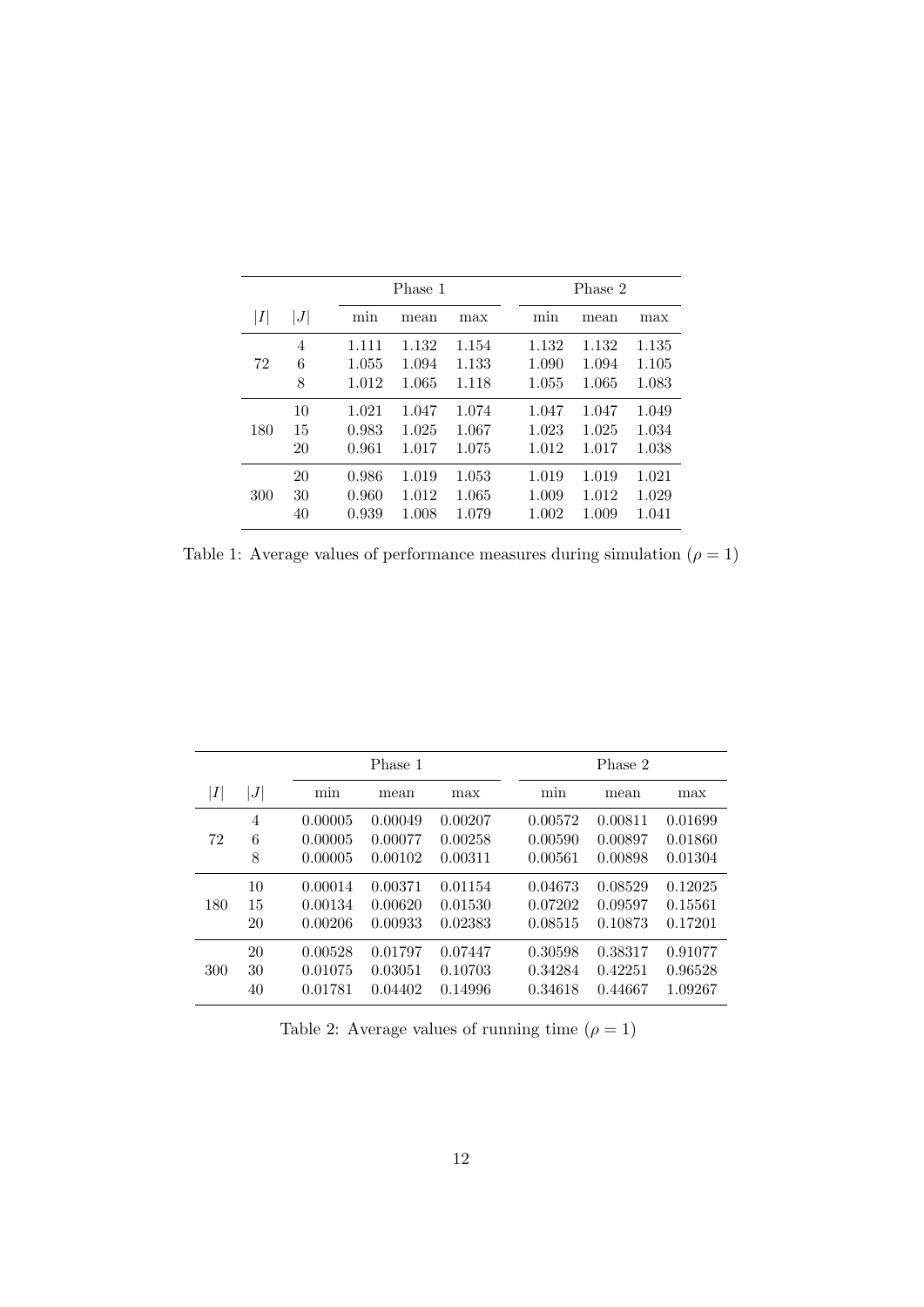| | | Phase 1 | | | Phase 2 | | |
|---|---|---|---|---|---|---|---|
| $\|I\|$ | $\|J\|$ | min | mean | max | min | mean | max |
| 72 | 4 | 1.111 | 1.132 | 1.154 | 1.132 | 1.132 | 1.135 |
| | 6 | 1.055 | 1.094 | 1.133 | 1.090 | 1.094 | 1.105 |
| | 8 | 1.012 | 1.065 | 1.118 | 1.055 | 1.065 | 1.083 |
| 180 | 10 | 1.021 | 1.047 | 1.074 | 1.047 | 1.047 | 1.049 |
| | 15 | 0.983 | 1.025 | 1.067 | 1.023 | 1.025 | 1.034 |
| | 20 | 0.961 | 1.017 | 1.075 | 1.012 | 1.017 | 1.038 |
| 300 | 20 | 0.986 | 1.019 | 1.053 | 1.019 | 1.019 | 1.021 |
| | 30 | 0.960 | 1.012 | 1.065 | 1.009 | 1.012 | 1.029 |
| | 40 | 0.939 | 1.008 | 1.079 | 1.002 | 1.009 | 1.041 |

Table 1: Average values of performance measures during simulation ($\rho = 1$)

| | | Phase 1 | | | Phase 2 | | |
|---|---|---|---|---|---|---|---|
| $\|I\|$ | $\|J\|$ | min | mean | max | min | mean | max |
| 72 | 4 | 0.00005 | 0.00049 | 0.00207 | 0.00572 | 0.00811 | 0.01699 |
| | 6 | 0.00005 | 0.00077 | 0.00258 | 0.00590 | 0.00897 | 0.01860 |
| | 8 | 0.00005 | 0.00102 | 0.00311 | 0.00561 | 0.00898 | 0.01304 |
| 180 | 10 | 0.00014 | 0.00371 | 0.01154 | 0.04673 | 0.08529 | 0.12025 |
| | 15 | 0.00134 | 0.00620 | 0.01530 | 0.07202 | 0.09597 | 0.15561 |
| | 20 | 0.00206 | 0.00933 | 0.02383 | 0.08515 | 0.10873 | 0.17201 |
| 300 | 20 | 0.00528 | 0.01797 | 0.07447 | 0.30598 | 0.38317 | 0.91077 |
| | 30 | 0.01075 | 0.03051 | 0.10703 | 0.34284 | 0.42251 | 0.96528 |
| | 40 | 0.01781 | 0.04402 | 0.14996 | 0.34618 | 0.44667 | 1.09267 |

Table 2: Average values of running time ($\rho = 1$)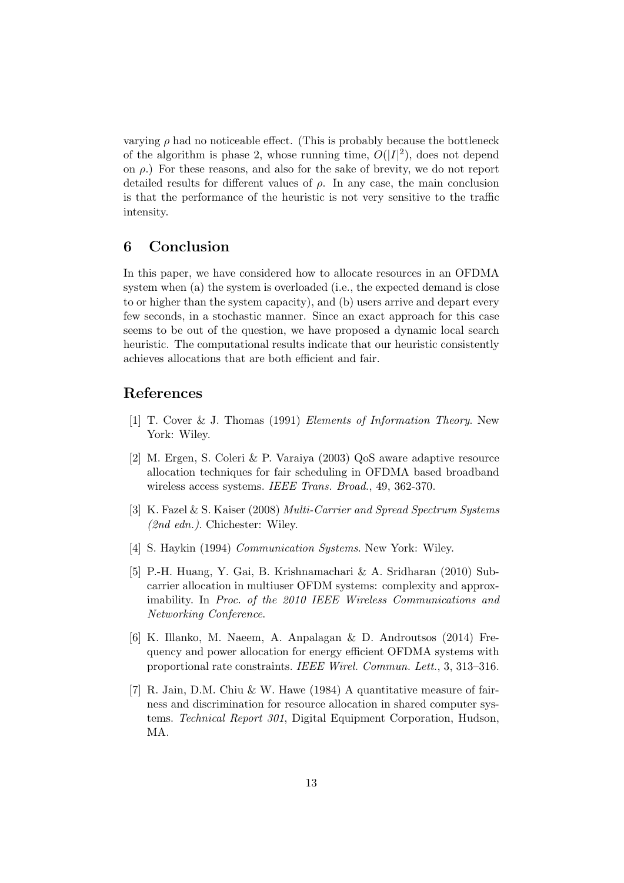varying $\rho$ had no noticeable effect. (This is probably because the bottleneck of the algorithm is phase 2, whose running time, $O(|I|^2)$, does not depend on $\rho$.) For these reasons, and also for the sake of brevity, we do not report detailed results for different values of $\rho$. In any case, the main conclusion is that the performance of the heuristic is not very sensitive to the traffic intensity.

## 6 Conclusion

In this paper, we have considered how to allocate resources in an OFDMA system when (a) the system is overloaded (i.e., the expected demand is close to or higher than the system capacity), and (b) users arrive and depart every few seconds, in a stochastic manner. Since an exact approach for this case seems to be out of the question, we have proposed a dynamic local search heuristic. The computational results indicate that our heuristic consistently achieves allocations that are both efficient and fair.

## References

[1] T. Cover & J. Thomas (1991) *Elements of Information Theory*. New York: Wiley.

[2] M. Ergen, S. Coleri & P. Varaiya (2003) QoS aware adaptive resource allocation techniques for fair scheduling in OFDMA based broadband wireless access systems. *IEEE Trans. Broad.*, 49, 362-370.

[3] K. Fazel & S. Kaiser (2008) *Multi-Carrier and Spread Spectrum Systems (2nd edn.)*. Chichester: Wiley.

[4] S. Haykin (1994) *Communication Systems*. New York: Wiley.

[5] P.-H. Huang, Y. Gai, B. Krishnamachari & A. Sridharan (2010) Subcarrier allocation in multiuser OFDM systems: complexity and approximability. In *Proc. of the 2010 IEEE Wireless Communications and Networking Conference*.

[6] K. Illanko, M. Naeem, A. Anpalagan & D. Androutsos (2014) Frequency and power allocation for energy efficient OFDMA systems with proportional rate constraints. *IEEE Wirel. Commun. Lett.*, 3, 313–316.

[7] R. Jain, D.M. Chiu & W. Hawe (1984) A quantitative measure of fairness and discrimination for resource allocation in shared computer systems. *Technical Report 301*, Digital Equipment Corporation, Hudson, MA.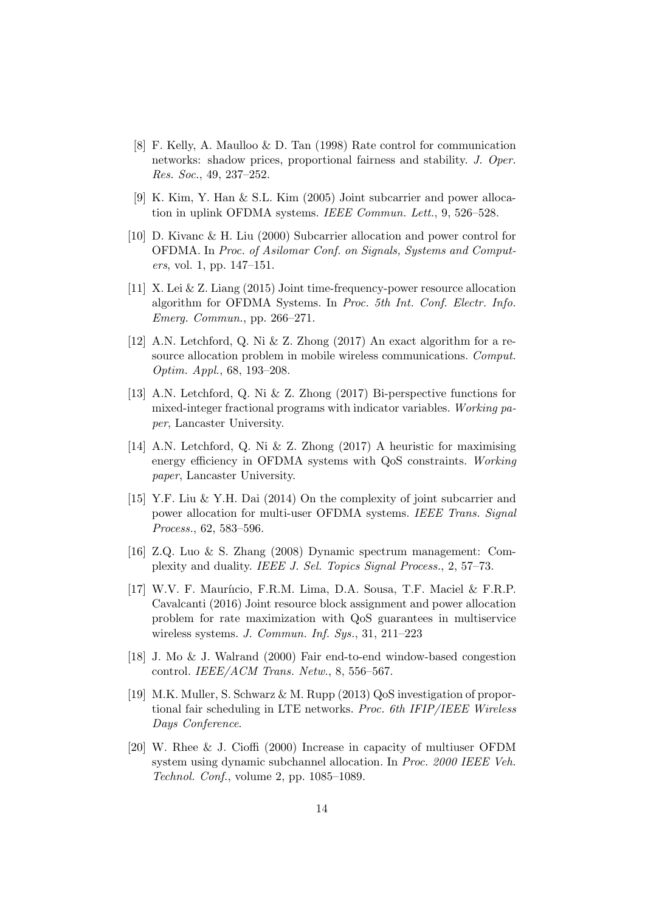[8] F. Kelly, A. Maulloo & D. Tan (1998) Rate control for communication networks: shadow prices, proportional fairness and stability. *J. Oper. Res. Soc.*, 49, 237–252.

[9] K. Kim, Y. Han & S.L. Kim (2005) Joint subcarrier and power allocation in uplink OFDMA systems. *IEEE Commun. Lett.*, 9, 526–528.

[10] D. Kivanc & H. Liu (2000) Subcarrier allocation and power control for OFDMA. In *Proc. of Asilomar Conf. on Signals, Systems and Computers*, vol. 1, pp. 147–151.

[11] X. Lei & Z. Liang (2015) Joint time-frequency-power resource allocation algorithm for OFDMA Systems. In *Proc. 5th Int. Conf. Electr. Info. Emerg. Commun.*, pp. 266–271.

[12] A.N. Letchford, Q. Ni & Z. Zhong (2017) An exact algorithm for a resource allocation problem in mobile wireless communications. *Comput. Optim. Appl.*, 68, 193–208.

[13] A.N. Letchford, Q. Ni & Z. Zhong (2017) Bi-perspective functions for mixed-integer fractional programs with indicator variables. *Working paper*, Lancaster University.

[14] A.N. Letchford, Q. Ni & Z. Zhong (2017) A heuristic for maximising energy efficiency in OFDMA systems with QoS constraints. *Working paper*, Lancaster University.

[15] Y.F. Liu & Y.H. Dai (2014) On the complexity of joint subcarrier and power allocation for multi-user OFDMA systems. *IEEE Trans. Signal Process.*, 62, 583–596.

[16] Z.Q. Luo & S. Zhang (2008) Dynamic spectrum management: Complexity and duality. *IEEE J. Sel. Topics Signal Process.*, 2, 57–73.

[17] W.V. F. Maurício, F.R.M. Lima, D.A. Sousa, T.F. Maciel & F.R.P. Cavalcanti (2016) Joint resource block assignment and power allocation problem for rate maximization with QoS guarantees in multiservice wireless systems. *J. Commun. Inf. Sys.*, 31, 211–223

[18] J. Mo & J. Walrand (2000) Fair end-to-end window-based congestion control. *IEEE/ACM Trans. Netw.*, 8, 556–567.

[19] M.K. Muller, S. Schwarz & M. Rupp (2013) QoS investigation of proportional fair scheduling in LTE networks. *Proc. 6th IFIP/IEEE Wireless Days Conference*.

[20] W. Rhee & J. Cioffi (2000) Increase in capacity of multiuser OFDM system using dynamic subchannel allocation. In *Proc. 2000 IEEE Veh. Technol. Conf.*, volume 2, pp. 1085–1089.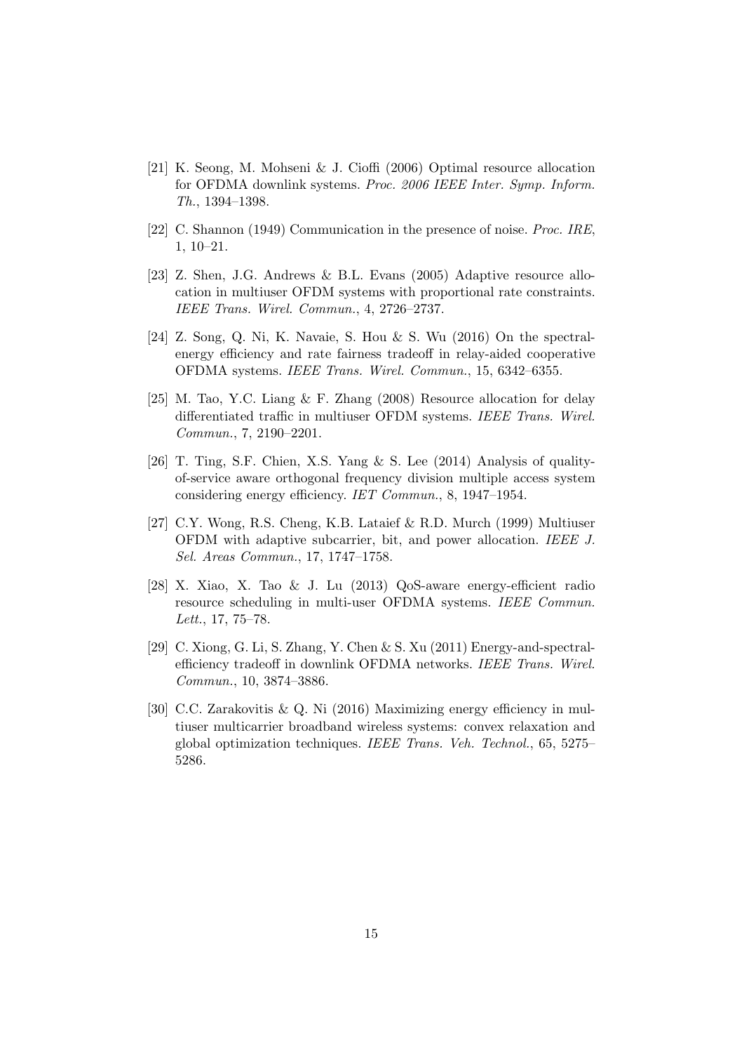[21] K. Seong, M. Mohseni & J. Cioffi (2006) Optimal resource allocation for OFDMA downlink systems. *Proc. 2006 IEEE Inter. Symp. Inform. Th.*, 1394–1398.

[22] C. Shannon (1949) Communication in the presence of noise. *Proc. IRE*, 1, 10–21.

[23] Z. Shen, J.G. Andrews & B.L. Evans (2005) Adaptive resource allocation in multiuser OFDM systems with proportional rate constraints. *IEEE Trans. Wirel. Commun.*, 4, 2726–2737.

[24] Z. Song, Q. Ni, K. Navaie, S. Hou & S. Wu (2016) On the spectral-energy efficiency and rate fairness tradeoff in relay-aided cooperative OFDMA systems. *IEEE Trans. Wirel. Commun.*, 15, 6342–6355.

[25] M. Tao, Y.C. Liang & F. Zhang (2008) Resource allocation for delay differentiated traffic in multiuser OFDM systems. *IEEE Trans. Wirel. Commun.*, 7, 2190–2201.

[26] T. Ting, S.F. Chien, X.S. Yang & S. Lee (2014) Analysis of quality-of-service aware orthogonal frequency division multiple access system considering energy efficiency. *IET Commun.*, 8, 1947–1954.

[27] C.Y. Wong, R.S. Cheng, K.B. Lataief & R.D. Murch (1999) Multiuser OFDM with adaptive subcarrier, bit, and power allocation. *IEEE J. Sel. Areas Commun.*, 17, 1747–1758.

[28] X. Xiao, X. Tao & J. Lu (2013) QoS-aware energy-efficient radio resource scheduling in multi-user OFDMA systems. *IEEE Commun. Lett.*, 17, 75–78.

[29] C. Xiong, G. Li, S. Zhang, Y. Chen & S. Xu (2011) Energy-and-spectral-efficiency tradeoff in downlink OFDMA networks. *IEEE Trans. Wirel. Commun.*, 10, 3874–3886.

[30] C.C. Zarakovitis & Q. Ni (2016) Maximizing energy efficiency in multiuser multicarrier broadband wireless systems: convex relaxation and global optimization techniques. *IEEE Trans. Veh. Technol.*, 65, 5275–5286.